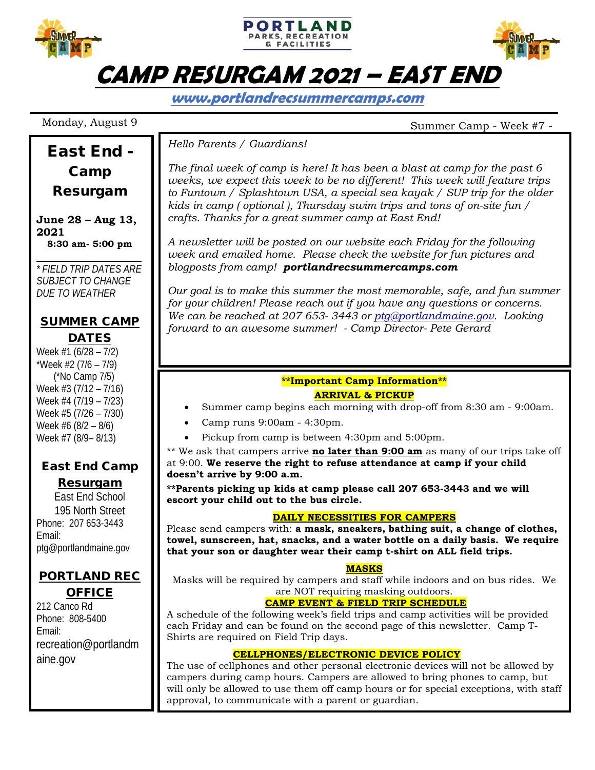# CAMP RESURGAM 2021 – EAST END

**www.portlandrecsummercamps.com**

Monday, August 9

Summer Camp - Week #7 -

## East End - Camp Resurgam

**June 28 – Aug 13, 2021**
**8:30 am- 5:00 pm**

*\* FIELD TRIP DATES ARE SUBJECT TO CHANGE DUE TO WEATHER*

### SUMMER CAMP DATES

Week #1 (6/28 – 7/2)
*Week #2 (7/6 – 7/9)
(*No Camp 7/5)
Week #3 (7/12 – 7/16)
Week #4 (7/19 – 7/23)
Week #5 (7/26 – 7/30)
Week #6 (8/2 – 8/6)
Week #7 (8/9– 8/13)

### East End Camp Resurgam

East End School
195 North Street
Phone: 207 653-3443
Email:
ptg@portlandmaine.gov

### PORTLAND REC OFFICE

212 Canco Rd
Phone: 808-5400
Email:
recreation@portlandmaine.gov

*Hello Parents / Guardians!*

*The final week of camp is here! It has been a blast at camp for the past 6 weeks, we expect this week to be no different! This week will feature trips to Funtown / Splashtown USA, a special sea kayak / SUP trip for the older kids in camp ( optional ), Thursday swim trips and tons of on-site fun / crafts. Thanks for a great summer camp at East End!*

*A newsletter will be posted on our website each Friday for the following week and emailed home. Please check the website for fun pictures and blogposts from camp!* ***portlandrecsummercamps.com***

*Our goal is to make this summer the most memorable, safe, and fun summer for your children! Please reach out if you have any questions or concerns. We can be reached at 207 653- 3443 or ptg@portlandmaine.gov. Looking forward to an awesome summer! - Camp Director- Pete Gerard*

**\*\*Important Camp Information\*\***

**ARRIVAL & PICKUP**

- Summer camp begins each morning with drop-off from 8:30 am - 9:00am.
- Camp runs 9:00am - 4:30pm.
- Pickup from camp is between 4:30pm and 5:00pm.

\*\* We ask that campers arrive **no later than 9:00 am** as many of our trips take off at 9:00. **We reserve the right to refuse attendance at camp if your child doesn't arrive by 9:00 a.m.**

**\*\*Parents picking up kids at camp please call 207 653-3443 and we will escort your child out to the bus circle.**

**DAILY NECESSITIES FOR CAMPERS**

Please send campers with: **a mask, sneakers, bathing suit, a change of clothes, towel, sunscreen, hat, snacks, and a water bottle on a daily basis. We require that your son or daughter wear their camp t-shirt on ALL field trips.**

**MASKS**

Masks will be required by campers and staff while indoors and on bus rides. We are NOT requiring masking outdoors.

**CAMP EVENT & FIELD TRIP SCHEDULE**

A schedule of the following week's field trips and camp activities will be provided each Friday and can be found on the second page of this newsletter. Camp T-Shirts are required on Field Trip days.

**CELLPHONES/ELECTRONIC DEVICE POLICY**

The use of cellphones and other personal electronic devices will not be allowed by campers during camp hours. Campers are allowed to bring phones to camp, but will only be allowed to use them off camp hours or for special exceptions, with staff approval, to communicate with a parent or guardian.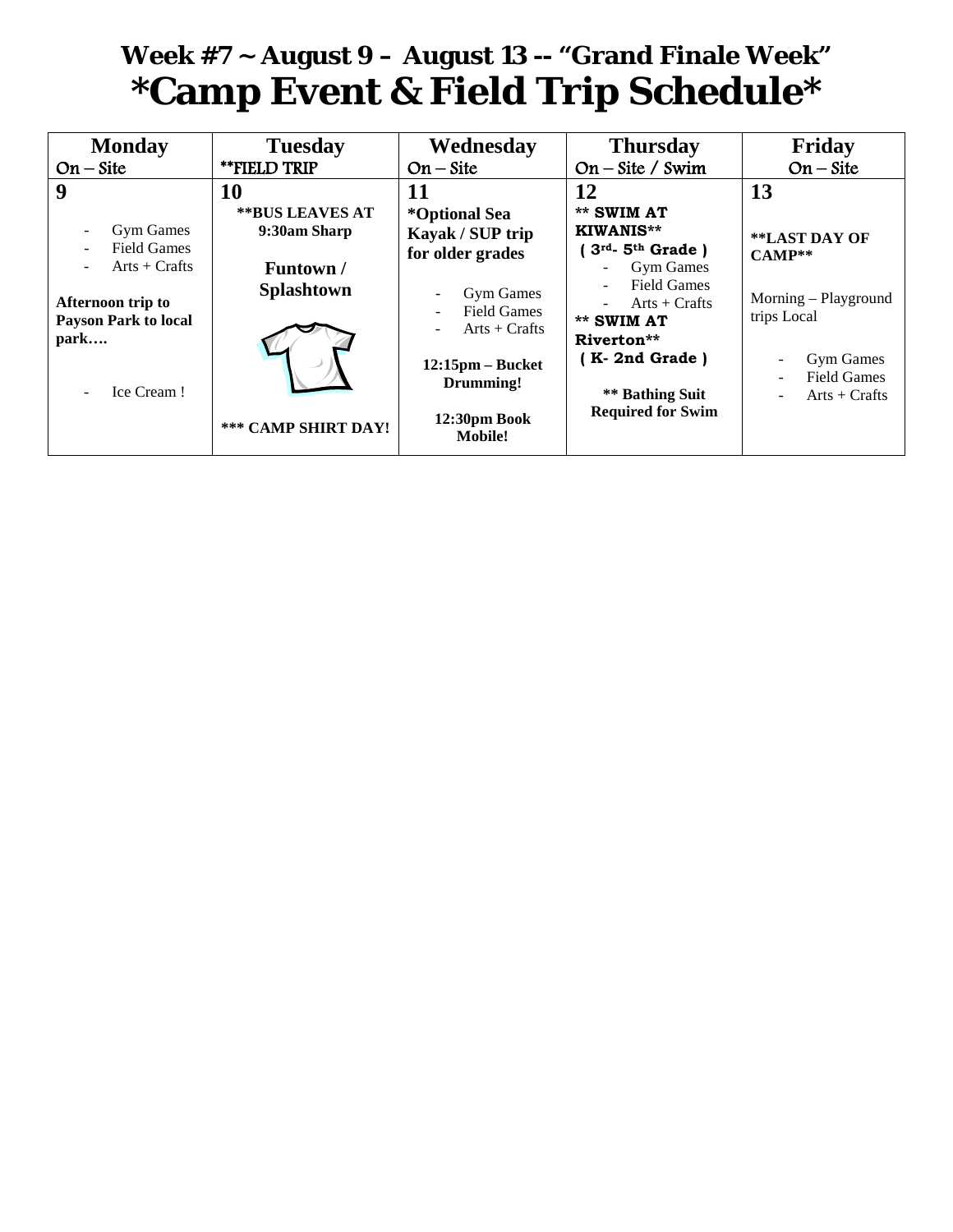# Week #7 ~ August 9 – August 13 -- "Grand Finale Week"

# *Camp Event & Field Trip Schedule*

| Monday<br>On – Site | Tuesday<br>**FIELD TRIP | Wednesday<br>On – Site | Thursday<br>On – Site / Swim | Friday<br>On – Site |
|---|---|---|---|---|
| **9**<br>- Gym Games<br>- Field Games<br>- Arts + Crafts<br>**Afternoon trip to Payson Park to local park….**<br>- Ice Cream ! | **10**<br>****BUS LEAVES AT 9:30am Sharp**<br>**Funtown / Splashtown**<br>***** CAMP SHIRT DAY!** | **11**<br>***Optional Sea Kayak / SUP trip for older grades**<br>- Gym Games<br>- Field Games<br>- Arts + Crafts<br>**12:15pm – Bucket Drumming!**<br>**12:30pm Book Mobile!** | **12**<br>**** SWIM AT KIWANIS****<br>**( 3rd- 5th Grade )**<br>- Gym Games<br>- Field Games<br>- Arts + Crafts<br>**** SWIM AT Riverton****<br>**( K- 2nd Grade )**<br>**** Bathing Suit Required for Swim** | **13**<br>****LAST DAY OF CAMP****<br>Morning – Playground trips Local<br>- Gym Games<br>- Field Games<br>- Arts + Crafts |